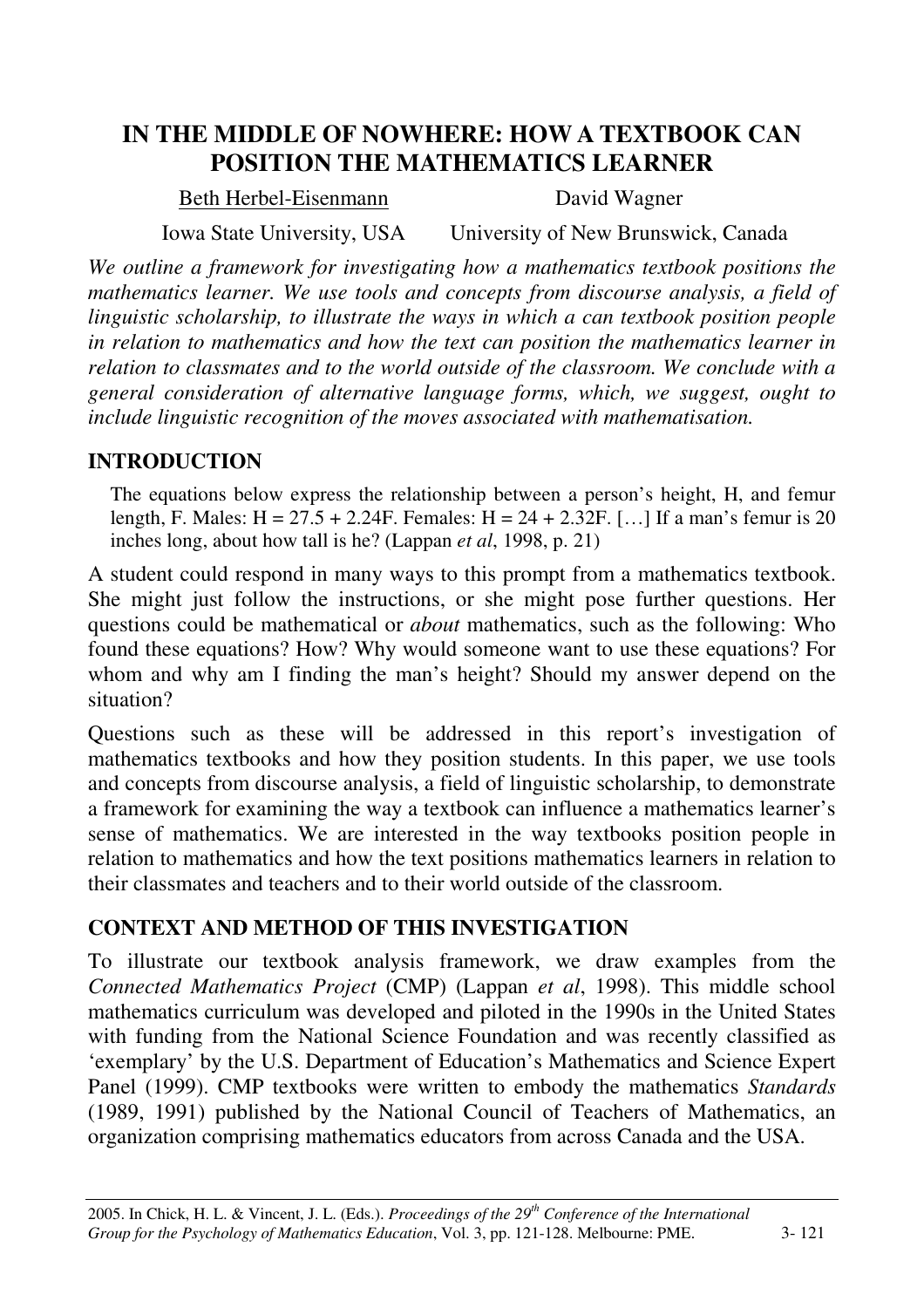# IN THE MIDDLE OF NOWHERE: HOW A TEXTBOOK CAN POSITION THE MATHEMATICS LEARNER

Beth Herbel-Eisenmann David Wagner

Iowa State University, USA University of New Brunswick, Canada

*We outline a framework for investigating how a mathematics textbook positions the mathematics learner. We use tools and concepts from discourse analysis, a field of linguistic scholarship, to illustrate the ways in which a can textbook position people in relation to mathematics and how the text can position the mathematics learner in relation to classmates and to the world outside of the classroom. We conclude with a general consideration of alternative language forms, which, we suggest, ought to include linguistic recognition of the moves associated with mathematisation.*

## INTRODUCTION

> The equations below express the relationship between a person's height, H, and femur length, F. Males: $H = 27.5 + 2.24F$. Females: $H = 24 + 2.32F$. […] If a man's femur is 20 inches long, about how tall is he? (Lappan *et al*, 1998, p. 21)

A student could respond in many ways to this prompt from a mathematics textbook. She might just follow the instructions, or she might pose further questions. Her questions could be mathematical or *about* mathematics, such as the following: Who found these equations? How? Why would someone want to use these equations? For whom and why am I finding the man's height? Should my answer depend on the situation?

Questions such as these will be addressed in this report's investigation of mathematics textbooks and how they position students. In this paper, we use tools and concepts from discourse analysis, a field of linguistic scholarship, to demonstrate a framework for examining the way a textbook can influence a mathematics learner's sense of mathematics. We are interested in the way textbooks position people in relation to mathematics and how the text positions mathematics learners in relation to their classmates and teachers and to their world outside of the classroom.

## CONTEXT AND METHOD OF THIS INVESTIGATION

To illustrate our textbook analysis framework, we draw examples from the *Connected Mathematics Project* (CMP) (Lappan *et al*, 1998). This middle school mathematics curriculum was developed and piloted in the 1990s in the United States with funding from the National Science Foundation and was recently classified as 'exemplary' by the U.S. Department of Education's Mathematics and Science Expert Panel (1999). CMP textbooks were written to embody the mathematics *Standards* (1989, 1991) published by the National Council of Teachers of Mathematics, an organization comprising mathematics educators from across Canada and the USA.

2005. In Chick, H. L. & Vincent, J. L. (Eds.). *Proceedings of the 29th Conference of the International Group for the Psychology of Mathematics Education*, Vol. 3, pp. 121-128. Melbourne: PME.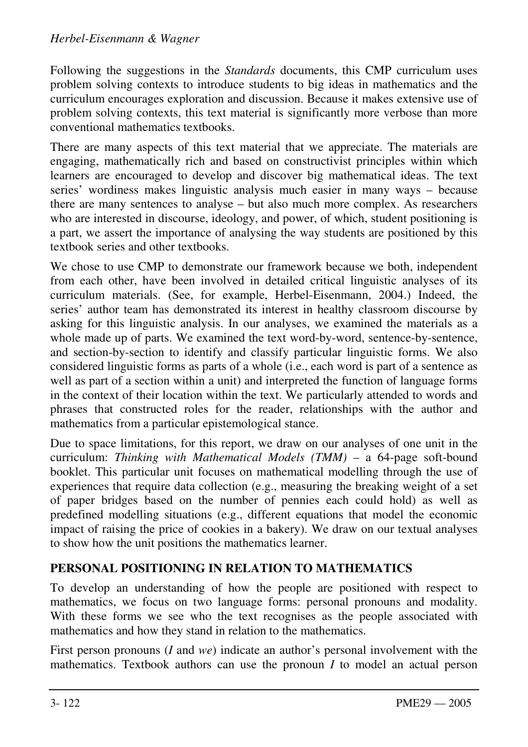Following the suggestions in the *Standards* documents, this CMP curriculum uses problem solving contexts to introduce students to big ideas in mathematics and the curriculum encourages exploration and discussion. Because it makes extensive use of problem solving contexts, this text material is significantly more verbose than more conventional mathematics textbooks.

There are many aspects of this text material that we appreciate. The materials are engaging, mathematically rich and based on constructivist principles within which learners are encouraged to develop and discover big mathematical ideas. The text series' wordiness makes linguistic analysis much easier in many ways – because there are many sentences to analyse – but also much more complex. As researchers who are interested in discourse, ideology, and power, of which, student positioning is a part, we assert the importance of analysing the way students are positioned by this textbook series and other textbooks.

We chose to use CMP to demonstrate our framework because we both, independent from each other, have been involved in detailed critical linguistic analyses of its curriculum materials. (See, for example, Herbel-Eisenmann, 2004.) Indeed, the series' author team has demonstrated its interest in healthy classroom discourse by asking for this linguistic analysis. In our analyses, we examined the materials as a whole made up of parts. We examined the text word-by-word, sentence-by-sentence, and section-by-section to identify and classify particular linguistic forms. We also considered linguistic forms as parts of a whole (i.e., each word is part of a sentence as well as part of a section within a unit) and interpreted the function of language forms in the context of their location within the text. We particularly attended to words and phrases that constructed roles for the reader, relationships with the author and mathematics from a particular epistemological stance.

Due to space limitations, for this report, we draw on our analyses of one unit in the curriculum: *Thinking with Mathematical Models (TMM)* – a 64-page soft-bound booklet. This particular unit focuses on mathematical modelling through the use of experiences that require data collection (e.g., measuring the breaking weight of a set of paper bridges based on the number of pennies each could hold) as well as predefined modelling situations (e.g., different equations that model the economic impact of raising the price of cookies in a bakery). We draw on our textual analyses to show how the unit positions the mathematics learner.

## PERSONAL POSITIONING IN RELATION TO MATHEMATICS

To develop an understanding of how the people are positioned with respect to mathematics, we focus on two language forms: personal pronouns and modality. With these forms we see who the text recognises as the people associated with mathematics and how they stand in relation to the mathematics.

First person pronouns (*I* and *we*) indicate an author's personal involvement with the mathematics. Textbook authors can use the pronoun *I* to model an actual person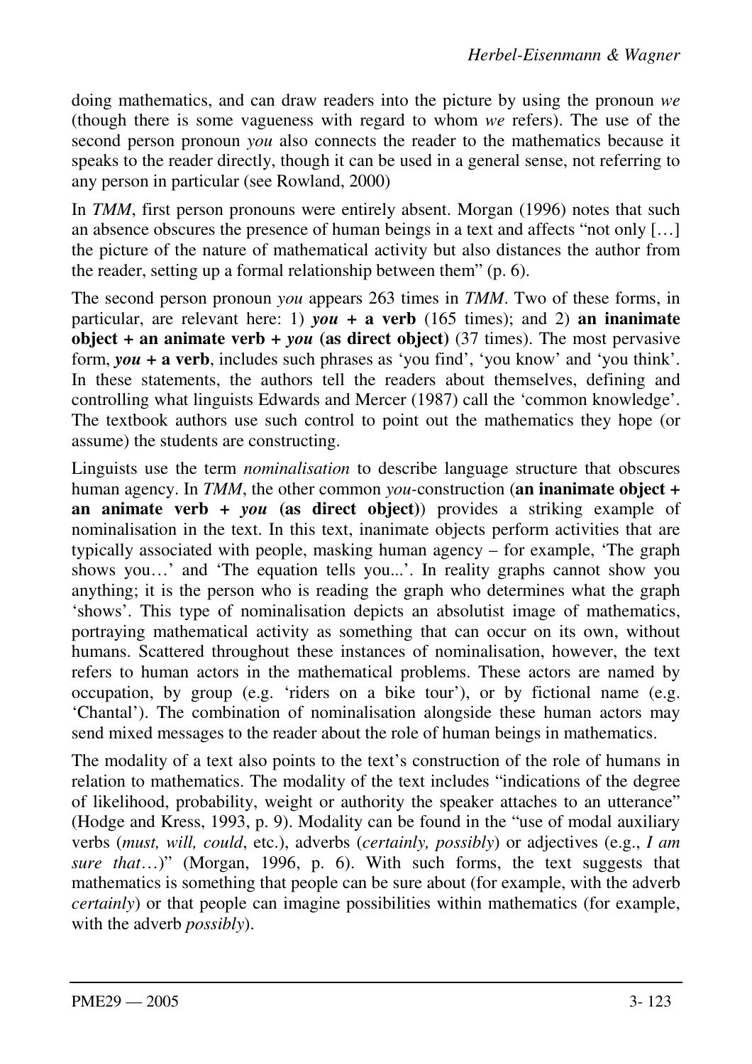doing mathematics, and can draw readers into the picture by using the pronoun *we* (though there is some vagueness with regard to whom *we* refers). The use of the second person pronoun *you* also connects the reader to the mathematics because it speaks to the reader directly, though it can be used in a general sense, not referring to any person in particular (see Rowland, 2000)

In *TMM*, first person pronouns were entirely absent. Morgan (1996) notes that such an absence obscures the presence of human beings in a text and affects "not only […] the picture of the nature of mathematical activity but also distances the author from the reader, setting up a formal relationship between them" (p. 6).

The second person pronoun *you* appears 263 times in *TMM*. Two of these forms, in particular, are relevant here: 1) ***you* + a verb** (165 times); and 2) **an inanimate object + an animate verb + *you* (as direct object)** (37 times). The most pervasive form, ***you* + a verb**, includes such phrases as 'you find', 'you know' and 'you think'. In these statements, the authors tell the readers about themselves, defining and controlling what linguists Edwards and Mercer (1987) call the 'common knowledge'. The textbook authors use such control to point out the mathematics they hope (or assume) the students are constructing.

Linguists use the term *nominalisation* to describe language structure that obscures human agency. In *TMM*, the other common *you*-construction (**an inanimate object + an animate verb + *you* (as direct object)**) provides a striking example of nominalisation in the text. In this text, inanimate objects perform activities that are typically associated with people, masking human agency – for example, 'The graph shows you…' and 'The equation tells you...'. In reality graphs cannot show you anything; it is the person who is reading the graph who determines what the graph 'shows'. This type of nominalisation depicts an absolutist image of mathematics, portraying mathematical activity as something that can occur on its own, without humans. Scattered throughout these instances of nominalisation, however, the text refers to human actors in the mathematical problems. These actors are named by occupation, by group (e.g. 'riders on a bike tour'), or by fictional name (e.g. 'Chantal'). The combination of nominalisation alongside these human actors may send mixed messages to the reader about the role of human beings in mathematics.

The modality of a text also points to the text's construction of the role of humans in relation to mathematics. The modality of the text includes "indications of the degree of likelihood, probability, weight or authority the speaker attaches to an utterance" (Hodge and Kress, 1993, p. 9). Modality can be found in the "use of modal auxiliary verbs (*must, will, could*, etc.), adverbs (*certainly, possibly*) or adjectives (e.g., *I am sure that*…)" (Morgan, 1996, p. 6). With such forms, the text suggests that mathematics is something that people can be sure about (for example, with the adverb *certainly*) or that people can imagine possibilities within mathematics (for example, with the adverb *possibly*).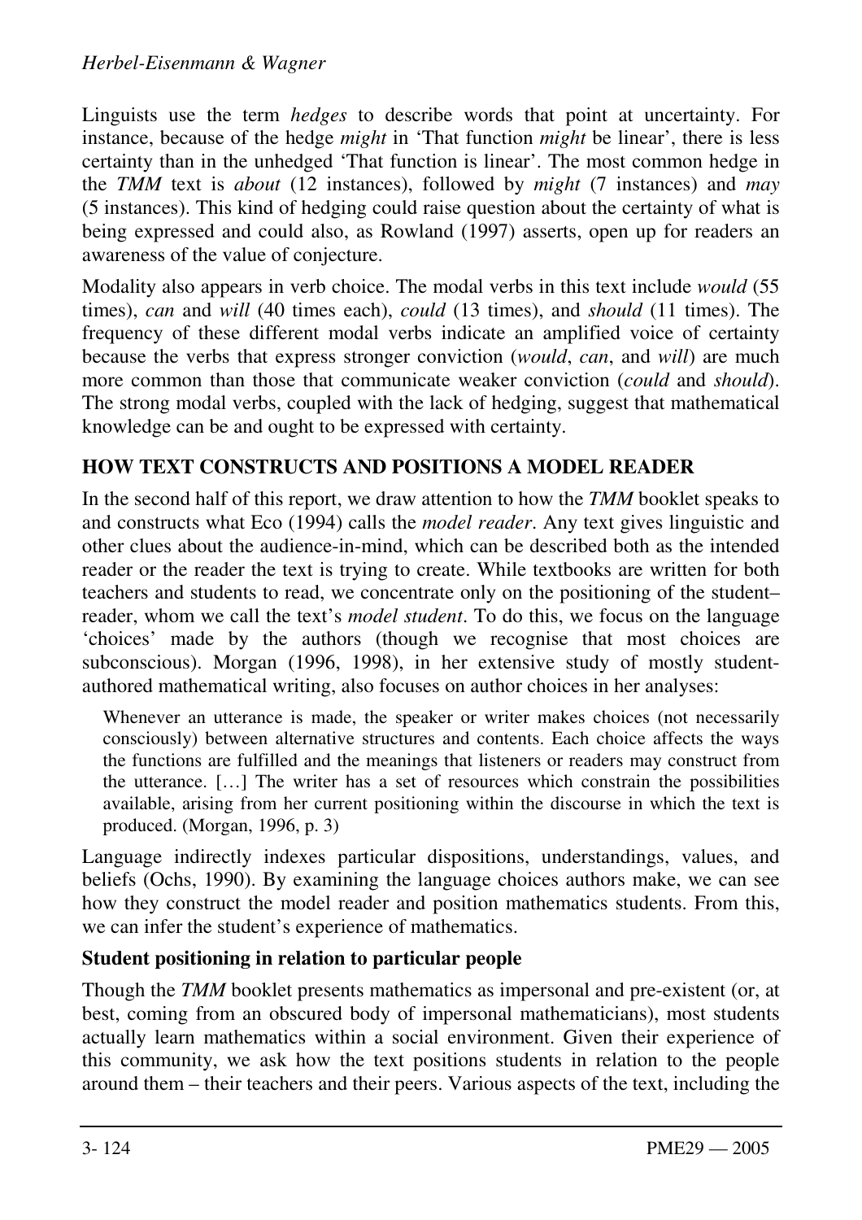Linguists use the term *hedges* to describe words that point at uncertainty. For instance, because of the hedge *might* in 'That function *might* be linear', there is less certainty than in the unhedged 'That function is linear'. The most common hedge in the *TMM* text is *about* (12 instances), followed by *might* (7 instances) and *may* (5 instances). This kind of hedging could raise question about the certainty of what is being expressed and could also, as Rowland (1997) asserts, open up for readers an awareness of the value of conjecture.

Modality also appears in verb choice. The modal verbs in this text include *would* (55 times), *can* and *will* (40 times each), *could* (13 times), and *should* (11 times). The frequency of these different modal verbs indicate an amplified voice of certainty because the verbs that express stronger conviction (*would*, *can*, and *will*) are much more common than those that communicate weaker conviction (*could* and *should*). The strong modal verbs, coupled with the lack of hedging, suggest that mathematical knowledge can be and ought to be expressed with certainty.

## HOW TEXT CONSTRUCTS AND POSITIONS A MODEL READER

In the second half of this report, we draw attention to how the *TMM* booklet speaks to and constructs what Eco (1994) calls the *model reader*. Any text gives linguistic and other clues about the audience-in-mind, which can be described both as the intended reader or the reader the text is trying to create. While textbooks are written for both teachers and students to read, we concentrate only on the positioning of the student–reader, whom we call the text's *model student*. To do this, we focus on the language 'choices' made by the authors (though we recognise that most choices are subconscious). Morgan (1996, 1998), in her extensive study of mostly student-authored mathematical writing, also focuses on author choices in her analyses:

> Whenever an utterance is made, the speaker or writer makes choices (not necessarily consciously) between alternative structures and contents. Each choice affects the ways the functions are fulfilled and the meanings that listeners or readers may construct from the utterance. […] The writer has a set of resources which constrain the possibilities available, arising from her current positioning within the discourse in which the text is produced. (Morgan, 1996, p. 3)

Language indirectly indexes particular dispositions, understandings, values, and beliefs (Ochs, 1990). By examining the language choices authors make, we can see how they construct the model reader and position mathematics students. From this, we can infer the student's experience of mathematics.

### Student positioning in relation to particular people

Though the *TMM* booklet presents mathematics as impersonal and pre-existent (or, at best, coming from an obscured body of impersonal mathematicians), most students actually learn mathematics within a social environment. Given their experience of this community, we ask how the text positions students in relation to the people around them – their teachers and their peers. Various aspects of the text, including the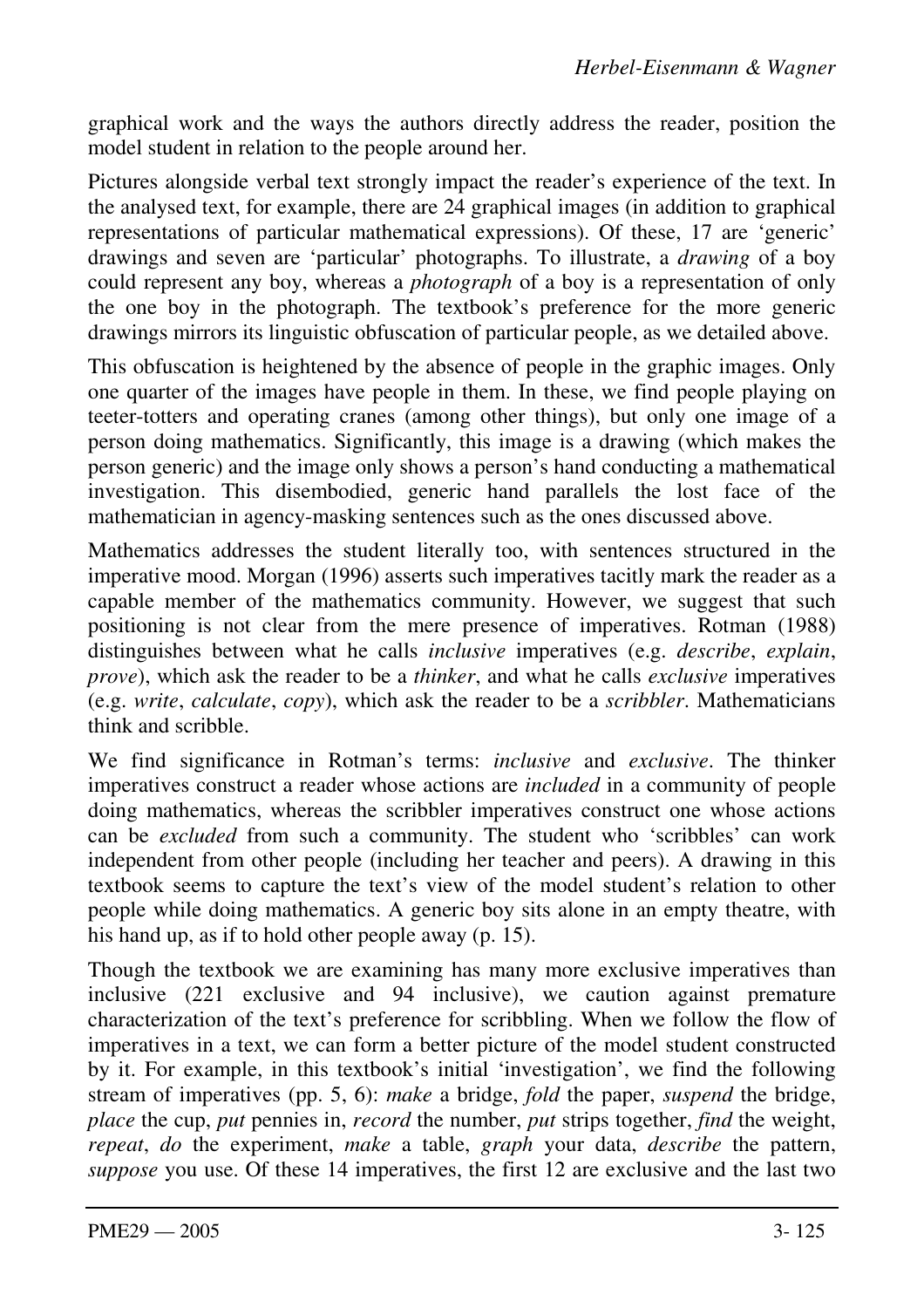graphical work and the ways the authors directly address the reader, position the model student in relation to the people around her.

Pictures alongside verbal text strongly impact the reader's experience of the text. In the analysed text, for example, there are 24 graphical images (in addition to graphical representations of particular mathematical expressions). Of these, 17 are 'generic' drawings and seven are 'particular' photographs. To illustrate, a *drawing* of a boy could represent any boy, whereas a *photograph* of a boy is a representation of only the one boy in the photograph. The textbook's preference for the more generic drawings mirrors its linguistic obfuscation of particular people, as we detailed above.

This obfuscation is heightened by the absence of people in the graphic images. Only one quarter of the images have people in them. In these, we find people playing on teeter-totters and operating cranes (among other things), but only one image of a person doing mathematics. Significantly, this image is a drawing (which makes the person generic) and the image only shows a person's hand conducting a mathematical investigation. This disembodied, generic hand parallels the lost face of the mathematician in agency-masking sentences such as the ones discussed above.

Mathematics addresses the student literally too, with sentences structured in the imperative mood. Morgan (1996) asserts such imperatives tacitly mark the reader as a capable member of the mathematics community. However, we suggest that such positioning is not clear from the mere presence of imperatives. Rotman (1988) distinguishes between what he calls *inclusive* imperatives (e.g. *describe*, *explain*, *prove*), which ask the reader to be a *thinker*, and what he calls *exclusive* imperatives (e.g. *write*, *calculate*, *copy*), which ask the reader to be a *scribbler*. Mathematicians think and scribble.

We find significance in Rotman's terms: *inclusive* and *exclusive*. The thinker imperatives construct a reader whose actions are *included* in a community of people doing mathematics, whereas the scribbler imperatives construct one whose actions can be *excluded* from such a community. The student who 'scribbles' can work independent from other people (including her teacher and peers). A drawing in this textbook seems to capture the text's view of the model student's relation to other people while doing mathematics. A generic boy sits alone in an empty theatre, with his hand up, as if to hold other people away (p. 15).

Though the textbook we are examining has many more exclusive imperatives than inclusive (221 exclusive and 94 inclusive), we caution against premature characterization of the text's preference for scribbling. When we follow the flow of imperatives in a text, we can form a better picture of the model student constructed by it. For example, in this textbook's initial 'investigation', we find the following stream of imperatives (pp. 5, 6): *make* a bridge, *fold* the paper, *suspend* the bridge, *place* the cup, *put* pennies in, *record* the number, *put* strips together, *find* the weight, *repeat*, *do* the experiment, *make* a table, *graph* your data, *describe* the pattern, *suppose* you use. Of these 14 imperatives, the first 12 are exclusive and the last two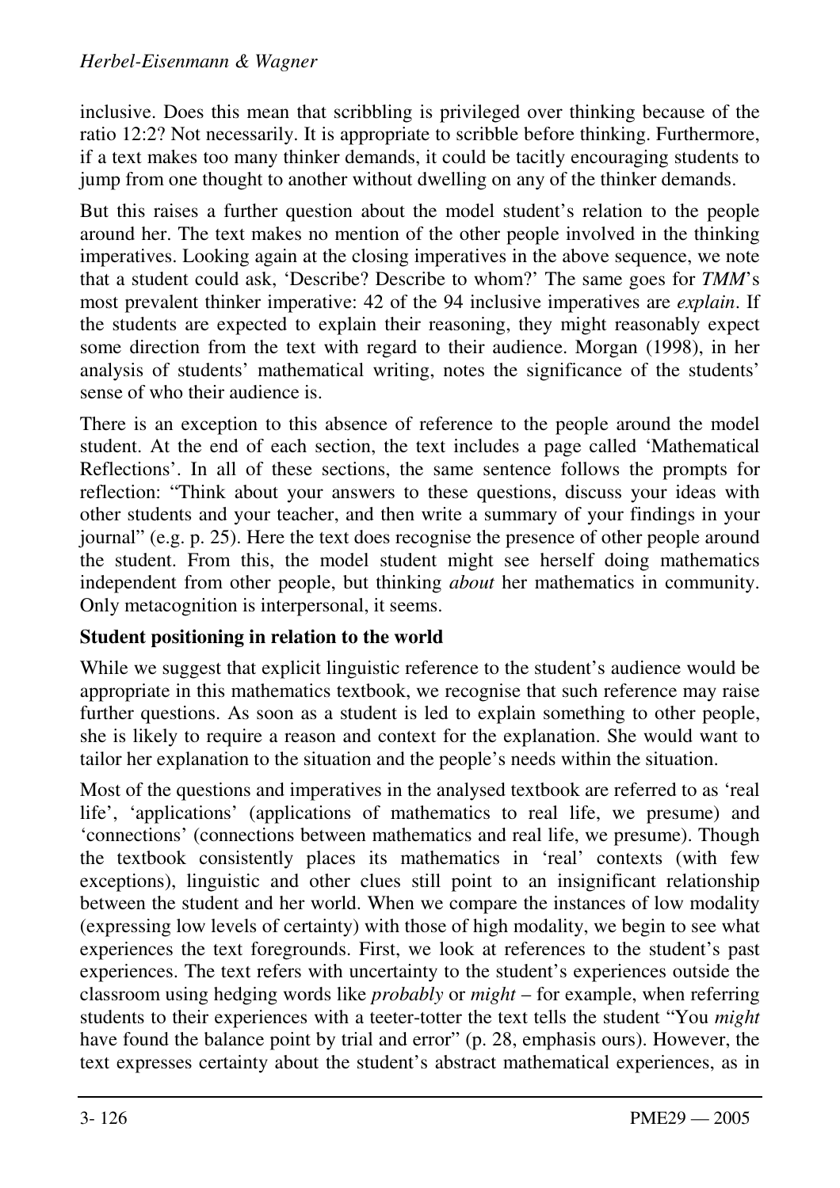inclusive. Does this mean that scribbling is privileged over thinking because of the ratio 12:2? Not necessarily. It is appropriate to scribble before thinking. Furthermore, if a text makes too many thinker demands, it could be tacitly encouraging students to jump from one thought to another without dwelling on any of the thinker demands.

But this raises a further question about the model student's relation to the people around her. The text makes no mention of the other people involved in the thinking imperatives. Looking again at the closing imperatives in the above sequence, we note that a student could ask, 'Describe? Describe to whom?' The same goes for *TMM*'s most prevalent thinker imperative: 42 of the 94 inclusive imperatives are *explain*. If the students are expected to explain their reasoning, they might reasonably expect some direction from the text with regard to their audience. Morgan (1998), in her analysis of students' mathematical writing, notes the significance of the students' sense of who their audience is.

There is an exception to this absence of reference to the people around the model student. At the end of each section, the text includes a page called 'Mathematical Reflections'. In all of these sections, the same sentence follows the prompts for reflection: "Think about your answers to these questions, discuss your ideas with other students and your teacher, and then write a summary of your findings in your journal" (e.g. p. 25). Here the text does recognise the presence of other people around the student. From this, the model student might see herself doing mathematics independent from other people, but thinking *about* her mathematics in community. Only metacognition is interpersonal, it seems.

**Student positioning in relation to the world**

While we suggest that explicit linguistic reference to the student's audience would be appropriate in this mathematics textbook, we recognise that such reference may raise further questions. As soon as a student is led to explain something to other people, she is likely to require a reason and context for the explanation. She would want to tailor her explanation to the situation and the people's needs within the situation.

Most of the questions and imperatives in the analysed textbook are referred to as 'real life', 'applications' (applications of mathematics to real life, we presume) and 'connections' (connections between mathematics and real life, we presume). Though the textbook consistently places its mathematics in 'real' contexts (with few exceptions), linguistic and other clues still point to an insignificant relationship between the student and her world. When we compare the instances of low modality (expressing low levels of certainty) with those of high modality, we begin to see what experiences the text foregrounds. First, we look at references to the student's past experiences. The text refers with uncertainty to the student's experiences outside the classroom using hedging words like *probably* or *might* – for example, when referring students to their experiences with a teeter-totter the text tells the student "You *might* have found the balance point by trial and error" (p. 28, emphasis ours). However, the text expresses certainty about the student's abstract mathematical experiences, as in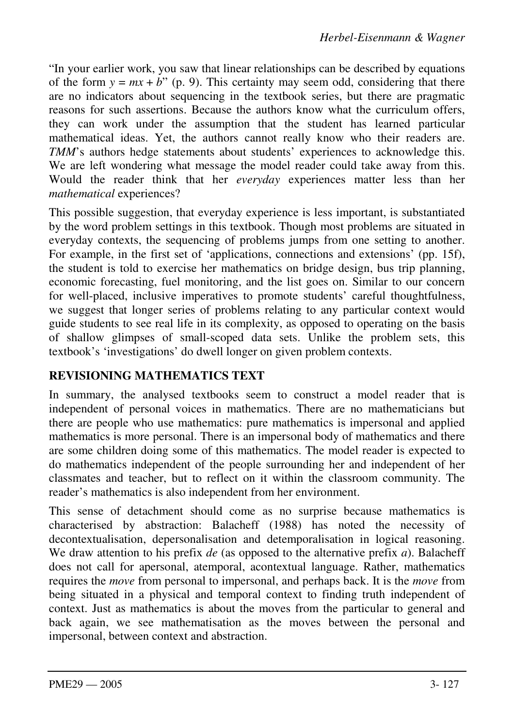"In your earlier work, you saw that linear relationships can be described by equations of the form $y = mx + b$" (p. 9). This certainty may seem odd, considering that there are no indicators about sequencing in the textbook series, but there are pragmatic reasons for such assertions. Because the authors know what the curriculum offers, they can work under the assumption that the student has learned particular mathematical ideas. Yet, the authors cannot really know who their readers are. *TMM*'s authors hedge statements about students' experiences to acknowledge this. We are left wondering what message the model reader could take away from this. Would the reader think that her *everyday* experiences matter less than her *mathematical* experiences?

This possible suggestion, that everyday experience is less important, is substantiated by the word problem settings in this textbook. Though most problems are situated in everyday contexts, the sequencing of problems jumps from one setting to another. For example, in the first set of 'applications, connections and extensions' (pp. 15f), the student is told to exercise her mathematics on bridge design, bus trip planning, economic forecasting, fuel monitoring, and the list goes on. Similar to our concern for well-placed, inclusive imperatives to promote students' careful thoughtfulness, we suggest that longer series of problems relating to any particular context would guide students to see real life in its complexity, as opposed to operating on the basis of shallow glimpses of small-scoped data sets. Unlike the problem sets, this textbook's 'investigations' do dwell longer on given problem contexts.

## REVISIONING MATHEMATICS TEXT

In summary, the analysed textbooks seem to construct a model reader that is independent of personal voices in mathematics. There are no mathematicians but there are people who use mathematics: pure mathematics is impersonal and applied mathematics is more personal. There is an impersonal body of mathematics and there are some children doing some of this mathematics. The model reader is expected to do mathematics independent of the people surrounding her and independent of her classmates and teacher, but to reflect on it within the classroom community. The reader's mathematics is also independent from her environment.

This sense of detachment should come as no surprise because mathematics is characterised by abstraction: Balacheff (1988) has noted the necessity of decontextualisation, depersonalisation and detemporalisation in logical reasoning. We draw attention to his prefix *de* (as opposed to the alternative prefix *a*). Balacheff does not call for apersonal, atemporal, acontextual language. Rather, mathematics requires the *move* from personal to impersonal, and perhaps back. It is the *move* from being situated in a physical and temporal context to finding truth independent of context. Just as mathematics is about the moves from the particular to general and back again, we see mathematisation as the moves between the personal and impersonal, between context and abstraction.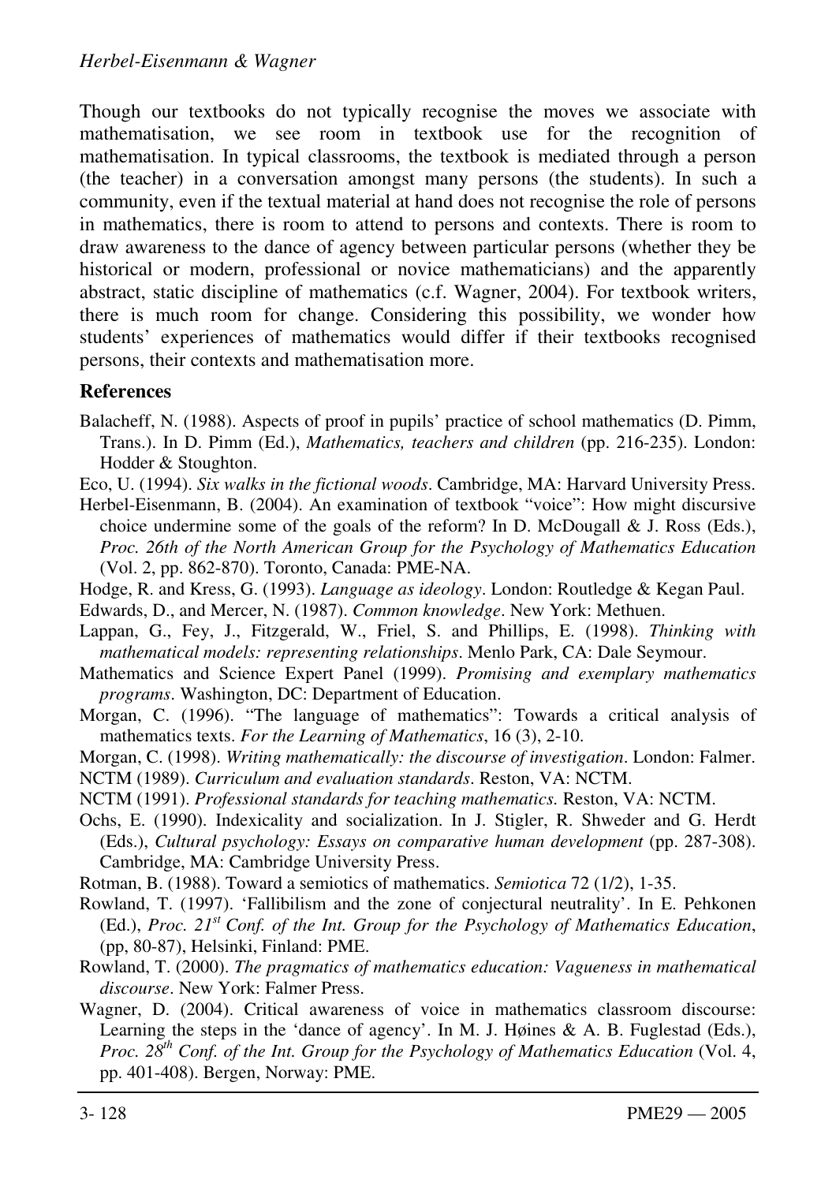Though our textbooks do not typically recognise the moves we associate with mathematisation, we see room in textbook use for the recognition of mathematisation. In typical classrooms, the textbook is mediated through a person (the teacher) in a conversation amongst many persons (the students). In such a community, even if the textual material at hand does not recognise the role of persons in mathematics, there is room to attend to persons and contexts. There is room to draw awareness to the dance of agency between particular persons (whether they be historical or modern, professional or novice mathematicians) and the apparently abstract, static discipline of mathematics (c.f. Wagner, 2004). For textbook writers, there is much room for change. Considering this possibility, we wonder how students' experiences of mathematics would differ if their textbooks recognised persons, their contexts and mathematisation more.

## References

Balacheff, N. (1988). Aspects of proof in pupils' practice of school mathematics (D. Pimm, Trans.). In D. Pimm (Ed.), *Mathematics, teachers and children* (pp. 216-235). London: Hodder & Stoughton.

Eco, U. (1994). *Six walks in the fictional woods*. Cambridge, MA: Harvard University Press.

Herbel-Eisenmann, B. (2004). An examination of textbook "voice": How might discursive choice undermine some of the goals of the reform? In D. McDougall & J. Ross (Eds.), *Proc. 26th of the North American Group for the Psychology of Mathematics Education* (Vol. 2, pp. 862-870). Toronto, Canada: PME-NA.

Hodge, R. and Kress, G. (1993). *Language as ideology*. London: Routledge & Kegan Paul.

Edwards, D., and Mercer, N. (1987). *Common knowledge*. New York: Methuen.

Lappan, G., Fey, J., Fitzgerald, W., Friel, S. and Phillips, E. (1998). *Thinking with mathematical models: representing relationships*. Menlo Park, CA: Dale Seymour.

Mathematics and Science Expert Panel (1999). *Promising and exemplary mathematics programs*. Washington, DC: Department of Education.

Morgan, C. (1996). "The language of mathematics": Towards a critical analysis of mathematics texts. *For the Learning of Mathematics*, 16 (3), 2-10.

Morgan, C. (1998). *Writing mathematically: the discourse of investigation*. London: Falmer.

NCTM (1989). *Curriculum and evaluation standards*. Reston, VA: NCTM.

NCTM (1991). *Professional standards for teaching mathematics.* Reston, VA: NCTM.

Ochs, E. (1990). Indexicality and socialization. In J. Stigler, R. Shweder and G. Herdt (Eds.), *Cultural psychology: Essays on comparative human development* (pp. 287-308). Cambridge, MA: Cambridge University Press.

Rotman, B. (1988). Toward a semiotics of mathematics. *Semiotica* 72 (1/2), 1-35.

Rowland, T. (1997). 'Fallibilism and the zone of conjectural neutrality'. In E. Pehkonen (Ed.), *Proc. 21st Conf. of the Int. Group for the Psychology of Mathematics Education*, (pp, 80-87), Helsinki, Finland: PME.

Rowland, T. (2000). *The pragmatics of mathematics education: Vagueness in mathematical discourse*. New York: Falmer Press.

Wagner, D. (2004). Critical awareness of voice in mathematics classroom discourse: Learning the steps in the 'dance of agency'. In M. J. Høines & A. B. Fuglestad (Eds.), *Proc. 28th Conf. of the Int. Group for the Psychology of Mathematics Education* (Vol. 4, pp. 401-408). Bergen, Norway: PME.